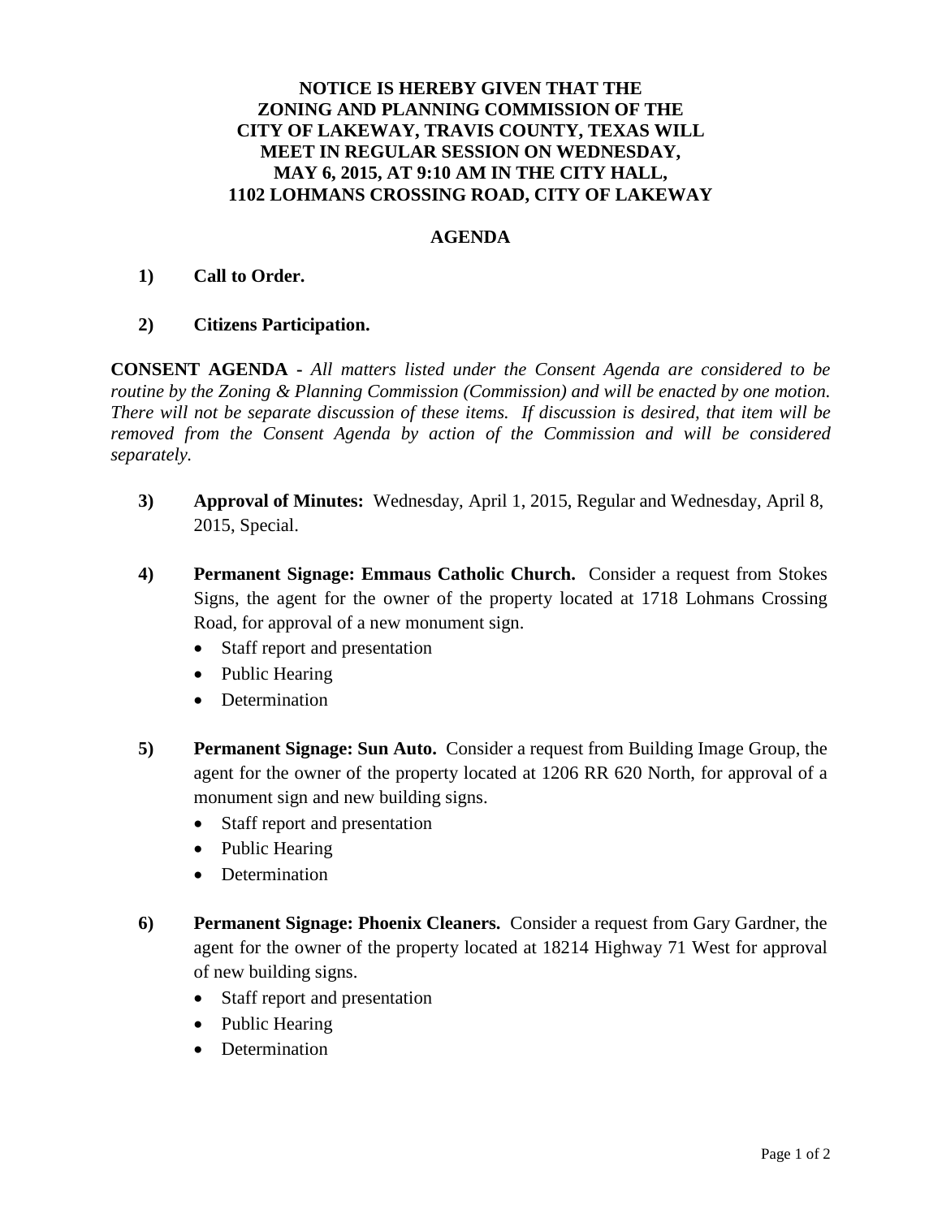**NOTICE IS HEREBY GIVEN THAT THE ZONING AND PLANNING COMMISSION OF THE CITY OF LAKEWAY, TRAVIS COUNTY, TEXAS WILL MEET IN REGULAR SESSION ON WEDNESDAY, MAY 6, 2015, AT 9:10 AM IN THE CITY HALL, 1102 LOHMANS CROSSING ROAD, CITY OF LAKEWAY**

## AGENDA

**1) Call to Order.**

**2) Citizens Participation.**

**CONSENT AGENDA -** *All matters listed under the Consent Agenda are considered to be routine by the Zoning & Planning Commission (Commission) and will be enacted by one motion. There will not be separate discussion of these items. If discussion is desired, that item will be removed from the Consent Agenda by action of the Commission and will be considered separately.*

**3) Approval of Minutes:** Wednesday, April 1, 2015, Regular and Wednesday, April 8, 2015, Special.

**4) Permanent Signage: Emmaus Catholic Church.** Consider a request from Stokes Signs, the agent for the owner of the property located at 1718 Lohmans Crossing Road, for approval of a new monument sign.

- Staff report and presentation
- Public Hearing
- Determination

**5) Permanent Signage: Sun Auto.** Consider a request from Building Image Group, the agent for the owner of the property located at 1206 RR 620 North, for approval of a monument sign and new building signs.

- Staff report and presentation
- Public Hearing
- Determination

**6) Permanent Signage: Phoenix Cleaners.** Consider a request from Gary Gardner, the agent for the owner of the property located at 18214 Highway 71 West for approval of new building signs.

- Staff report and presentation
- Public Hearing
- Determination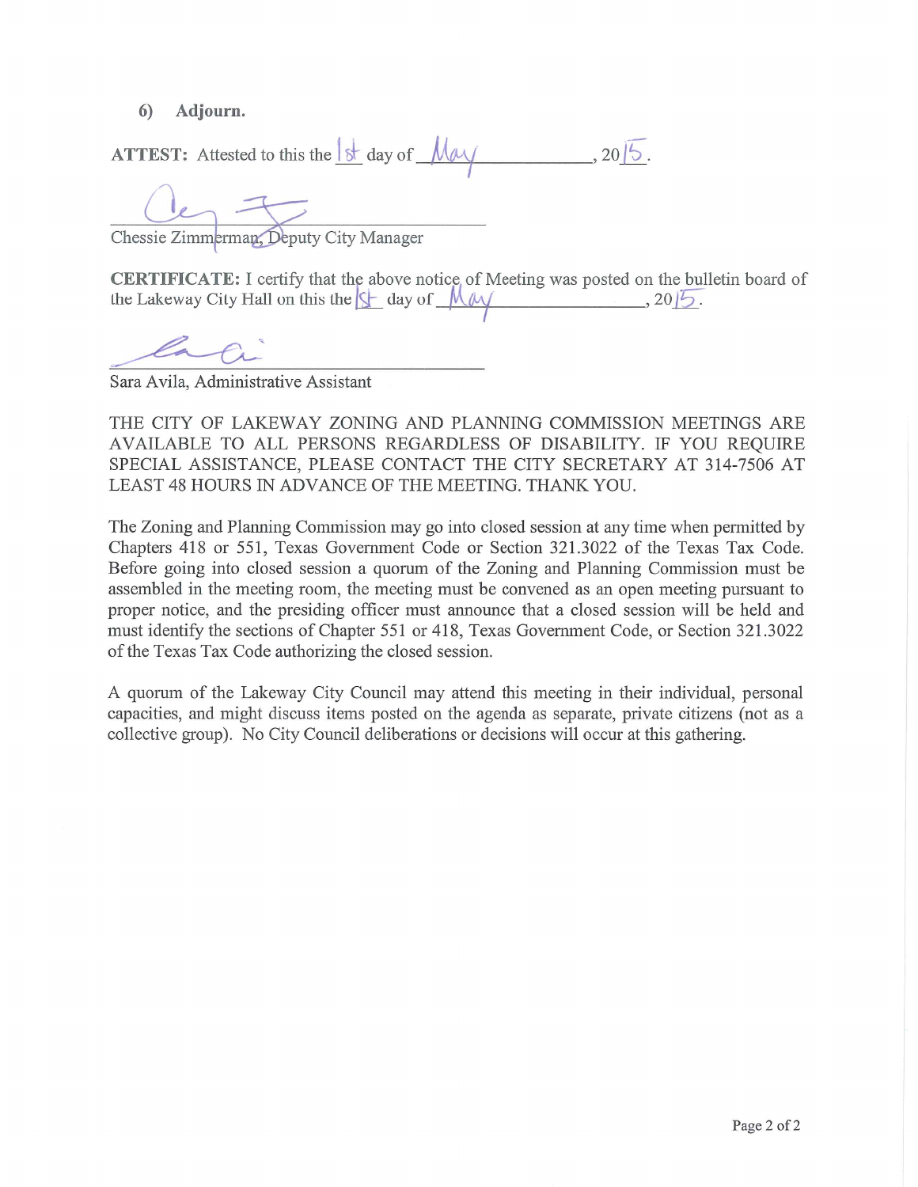6) **Adjourn.**

**ATTEST:** Attested to this the 1st day of May, 2015.

Chessie Zimmerman, Deputy City Manager

**CERTIFICATE:** I certify that the above notice of Meeting was posted on the bulletin board of the Lakeway City Hall on this the 1st day of May, 2015.

Sara Avila, Administrative Assistant

THE CITY OF LAKEWAY ZONING AND PLANNING COMMISSION MEETINGS ARE AVAILABLE TO ALL PERSONS REGARDLESS OF DISABILITY. IF YOU REQUIRE SPECIAL ASSISTANCE, PLEASE CONTACT THE CITY SECRETARY AT 314-7506 AT LEAST 48 HOURS IN ADVANCE OF THE MEETING. THANK YOU.

The Zoning and Planning Commission may go into closed session at any time when permitted by Chapters 418 or 551, Texas Government Code or Section 321.3022 of the Texas Tax Code. Before going into closed session a quorum of the Zoning and Planning Commission must be assembled in the meeting room, the meeting must be convened as an open meeting pursuant to proper notice, and the presiding officer must announce that a closed session will be held and must identify the sections of Chapter 551 or 418, Texas Government Code, or Section 321.3022 of the Texas Tax Code authorizing the closed session.

A quorum of the Lakeway City Council may attend this meeting in their individual, personal capacities, and might discuss items posted on the agenda as separate, private citizens (not as a collective group). No City Council deliberations or decisions will occur at this gathering.